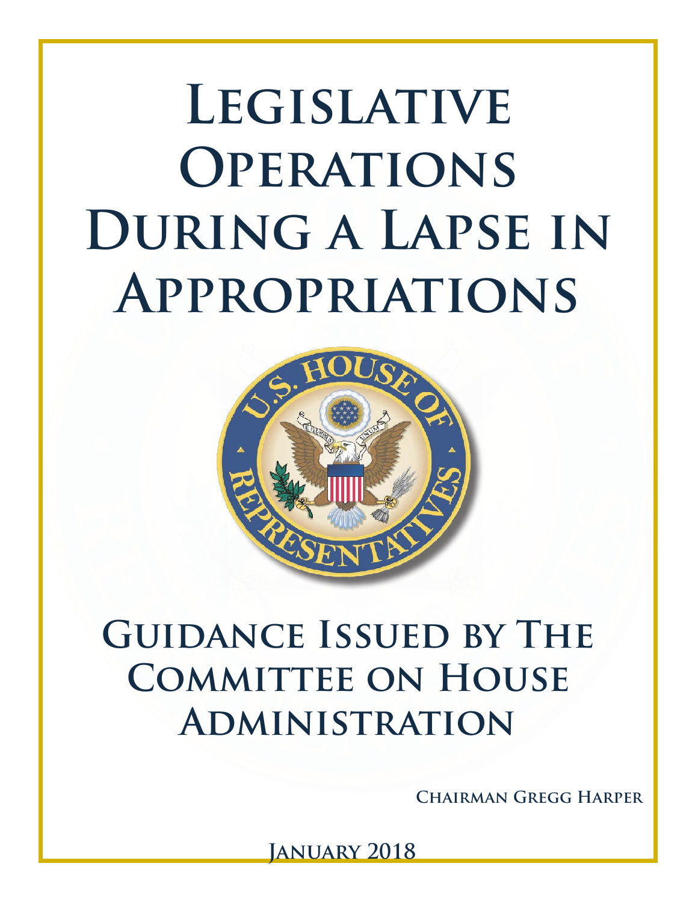# Legislative Operations During a Lapse in Appropriations

## Guidance Issued by The Committee on House Administration

**Chairman Gregg Harper**

**January 2018**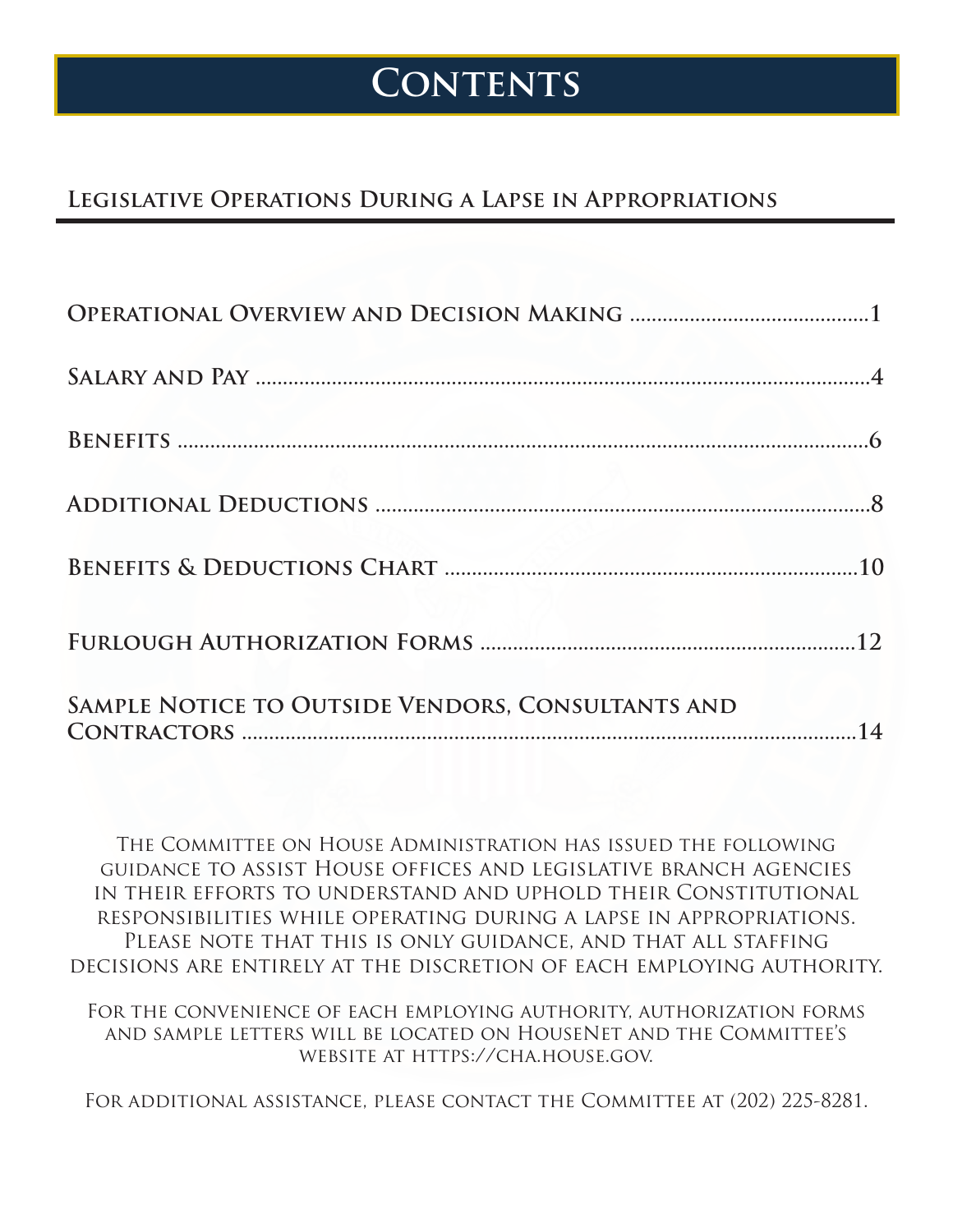# Contents

## Legislative Operations During a Lapse in Appropriations

**Operational Overview and Decision Making** .......... 1

**Salary and Pay** .......... 4

**Benefits** .......... 6

**Additional Deductions** .......... 8

**Benefits & Deductions Chart** .......... 10

**Furlough Authorization Forms** .......... 12

**Sample Notice to Outside Vendors, Consultants and Contractors** .......... 14

The Committee on House Administration has issued the following guidance to assist House offices and legislative branch agencies in their efforts to understand and uphold their Constitutional responsibilities while operating during a lapse in appropriations. Please note that this is only guidance, and that all staffing decisions are entirely at the discretion of each employing authority.

For the convenience of each employing authority, authorization forms and sample letters will be located on HouseNet and the Committee's website at https://cha.house.gov.

For additional assistance, please contact the Committee at (202) 225-8281.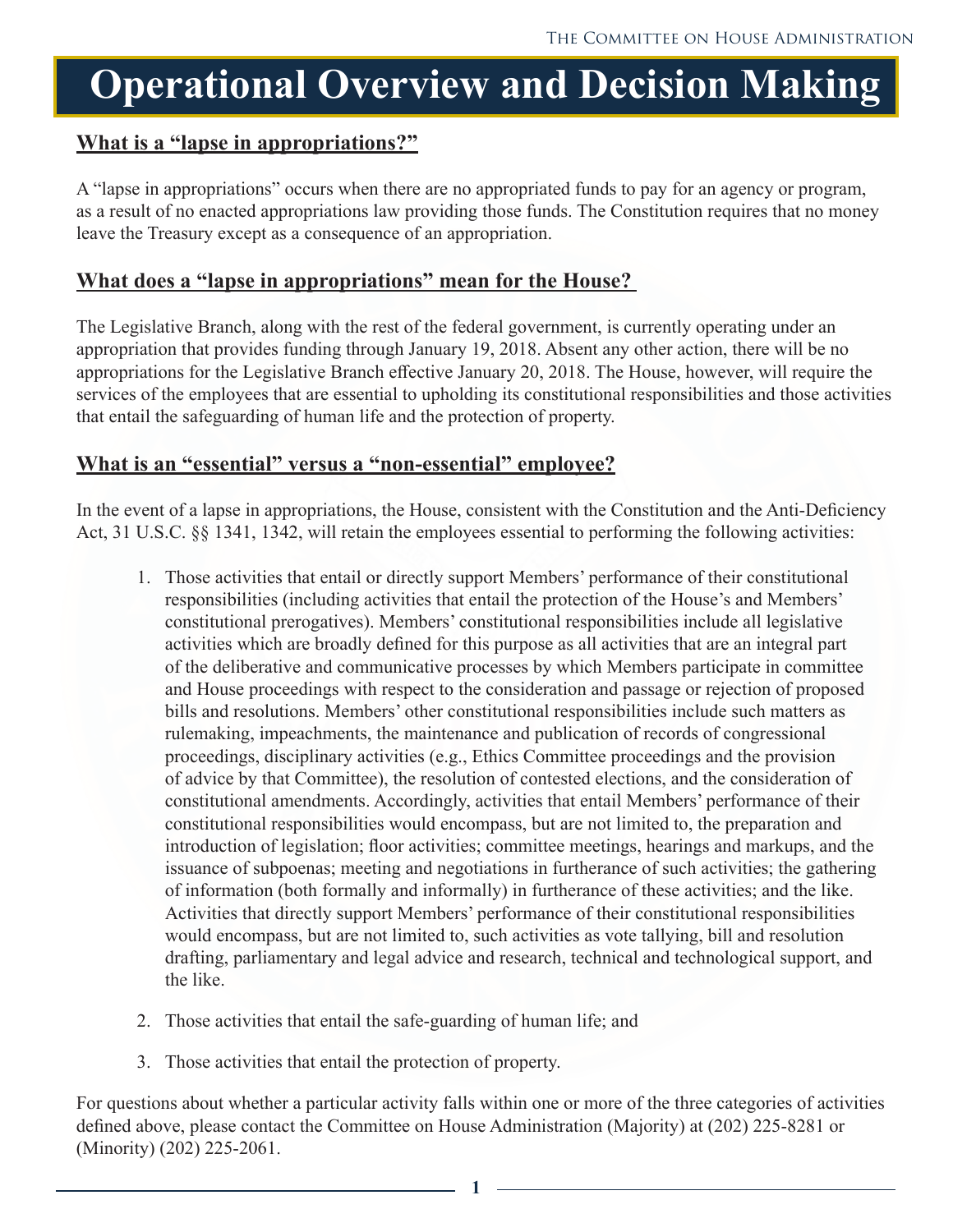# Operational Overview and Decision Making

## What is a "lapse in appropriations?"

A "lapse in appropriations" occurs when there are no appropriated funds to pay for an agency or program, as a result of no enacted appropriations law providing those funds. The Constitution requires that no money leave the Treasury except as a consequence of an appropriation.

## What does a "lapse in appropriations" mean for the House?

The Legislative Branch, along with the rest of the federal government, is currently operating under an appropriation that provides funding through January 19, 2018. Absent any other action, there will be no appropriations for the Legislative Branch effective January 20, 2018. The House, however, will require the services of the employees that are essential to upholding its constitutional responsibilities and those activities that entail the safeguarding of human life and the protection of property.

## What is an "essential" versus a "non-essential" employee?

In the event of a lapse in appropriations, the House, consistent with the Constitution and the Anti-Deficiency Act, 31 U.S.C. §§ 1341, 1342, will retain the employees essential to performing the following activities:

1. Those activities that entail or directly support Members' performance of their constitutional responsibilities (including activities that entail the protection of the House's and Members' constitutional prerogatives). Members' constitutional responsibilities include all legislative activities which are broadly defined for this purpose as all activities that are an integral part of the deliberative and communicative processes by which Members participate in committee and House proceedings with respect to the consideration and passage or rejection of proposed bills and resolutions. Members' other constitutional responsibilities include such matters as rulemaking, impeachments, the maintenance and publication of records of congressional proceedings, disciplinary activities (e.g., Ethics Committee proceedings and the provision of advice by that Committee), the resolution of contested elections, and the consideration of constitutional amendments. Accordingly, activities that entail Members' performance of their constitutional responsibilities would encompass, but are not limited to, the preparation and introduction of legislation; floor activities; committee meetings, hearings and markups, and the issuance of subpoenas; meeting and negotiations in furtherance of such activities; the gathering of information (both formally and informally) in furtherance of these activities; and the like. Activities that directly support Members' performance of their constitutional responsibilities would encompass, but are not limited to, such activities as vote tallying, bill and resolution drafting, parliamentary and legal advice and research, technical and technological support, and the like.

2. Those activities that entail the safe-guarding of human life; and

3. Those activities that entail the protection of property.

For questions about whether a particular activity falls within one or more of the three categories of activities defined above, please contact the Committee on House Administration (Majority) at (202) 225-8281 or (Minority) (202) 225-2061.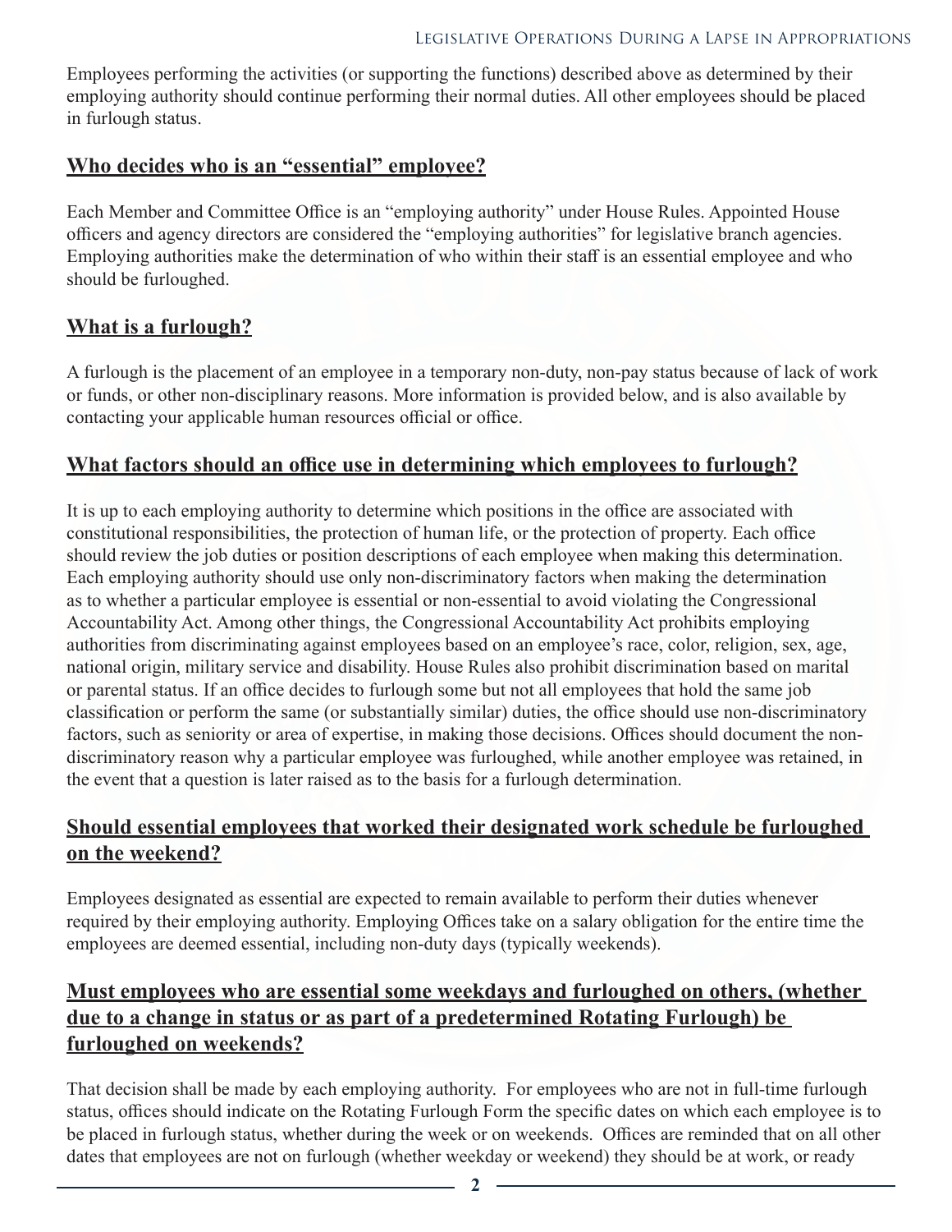Employees performing the activities (or supporting the functions) described above as determined by their employing authority should continue performing their normal duties. All other employees should be placed in furlough status.

## Who decides who is an "essential" employee?

Each Member and Committee Office is an "employing authority" under House Rules. Appointed House officers and agency directors are considered the "employing authorities" for legislative branch agencies. Employing authorities make the determination of who within their staff is an essential employee and who should be furloughed.

## What is a furlough?

A furlough is the placement of an employee in a temporary non-duty, non-pay status because of lack of work or funds, or other non-disciplinary reasons. More information is provided below, and is also available by contacting your applicable human resources official or office.

## What factors should an office use in determining which employees to furlough?

It is up to each employing authority to determine which positions in the office are associated with constitutional responsibilities, the protection of human life, or the protection of property. Each office should review the job duties or position descriptions of each employee when making this determination. Each employing authority should use only non-discriminatory factors when making the determination as to whether a particular employee is essential or non-essential to avoid violating the Congressional Accountability Act. Among other things, the Congressional Accountability Act prohibits employing authorities from discriminating against employees based on an employee's race, color, religion, sex, age, national origin, military service and disability. House Rules also prohibit discrimination based on marital or parental status. If an office decides to furlough some but not all employees that hold the same job classification or perform the same (or substantially similar) duties, the office should use non-discriminatory factors, such as seniority or area of expertise, in making those decisions. Offices should document the non-discriminatory reason why a particular employee was furloughed, while another employee was retained, in the event that a question is later raised as to the basis for a furlough determination.

## Should essential employees that worked their designated work schedule be furloughed on the weekend?

Employees designated as essential are expected to remain available to perform their duties whenever required by their employing authority. Employing Offices take on a salary obligation for the entire time the employees are deemed essential, including non-duty days (typically weekends).

## Must employees who are essential some weekdays and furloughed on others, (whether due to a change in status or as part of a predetermined Rotating Furlough) be furloughed on weekends?

That decision shall be made by each employing authority. For employees who are not in full-time furlough status, offices should indicate on the Rotating Furlough Form the specific dates on which each employee is to be placed in furlough status, whether during the week or on weekends. Offices are reminded that on all other dates that employees are not on furlough (whether weekday or weekend) they should be at work, or ready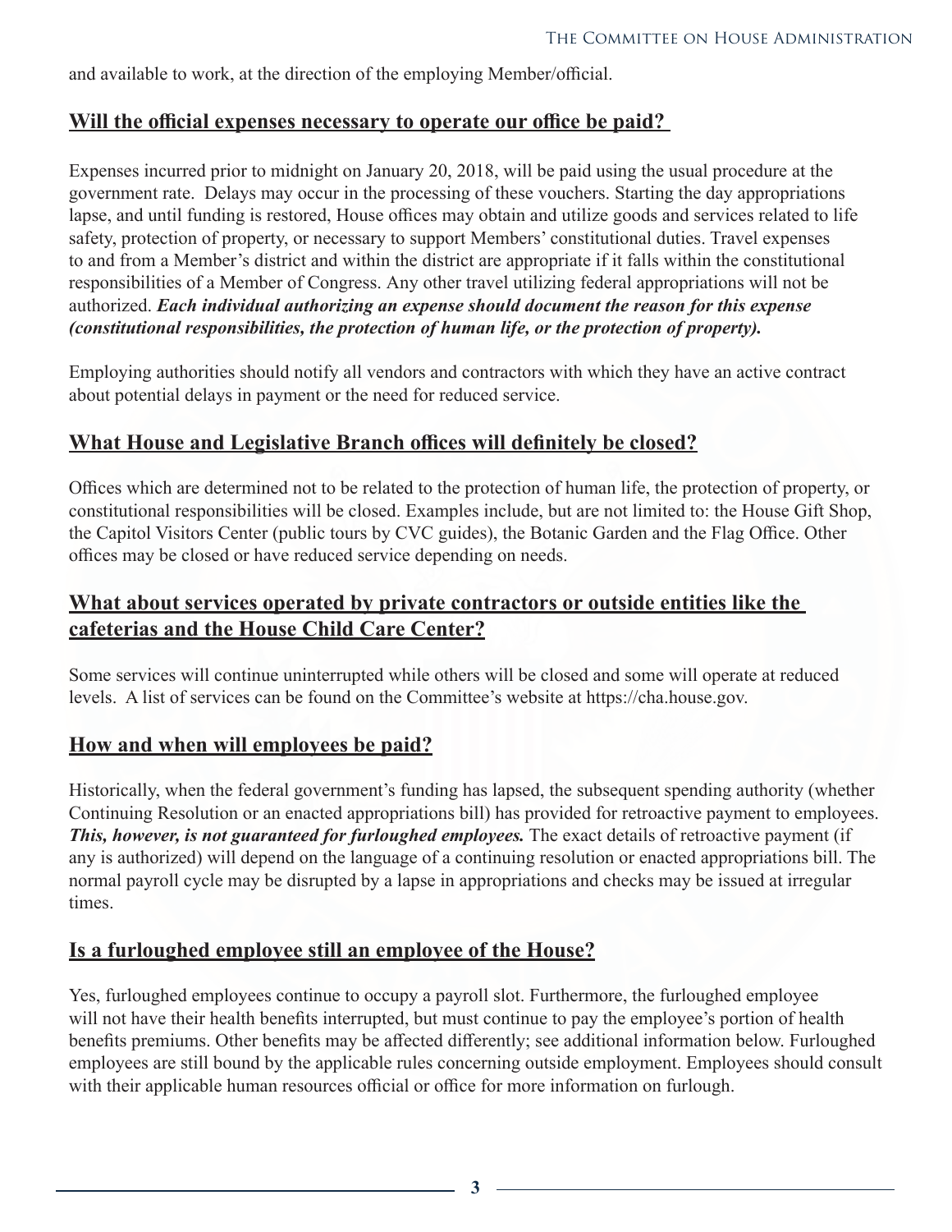and available to work, at the direction of the employing Member/official.

## Will the official expenses necessary to operate our office be paid?

Expenses incurred prior to midnight on January 20, 2018, will be paid using the usual procedure at the government rate. Delays may occur in the processing of these vouchers. Starting the day appropriations lapse, and until funding is restored, House offices may obtain and utilize goods and services related to life safety, protection of property, or necessary to support Members' constitutional duties. Travel expenses to and from a Member's district and within the district are appropriate if it falls within the constitutional responsibilities of a Member of Congress. Any other travel utilizing federal appropriations will not be authorized. ***Each individual authorizing an expense should document the reason for this expense (constitutional responsibilities, the protection of human life, or the protection of property).***

Employing authorities should notify all vendors and contractors with which they have an active contract about potential delays in payment or the need for reduced service.

## What House and Legislative Branch offices will definitely be closed?

Offices which are determined not to be related to the protection of human life, the protection of property, or constitutional responsibilities will be closed. Examples include, but are not limited to: the House Gift Shop, the Capitol Visitors Center (public tours by CVC guides), the Botanic Garden and the Flag Office. Other offices may be closed or have reduced service depending on needs.

## What about services operated by private contractors or outside entities like the cafeterias and the House Child Care Center?

Some services will continue uninterrupted while others will be closed and some will operate at reduced levels. A list of services can be found on the Committee's website at https://cha.house.gov.

## How and when will employees be paid?

Historically, when the federal government's funding has lapsed, the subsequent spending authority (whether Continuing Resolution or an enacted appropriations bill) has provided for retroactive payment to employees. ***This, however, is not guaranteed for furloughed employees.*** The exact details of retroactive payment (if any is authorized) will depend on the language of a continuing resolution or enacted appropriations bill. The normal payroll cycle may be disrupted by a lapse in appropriations and checks may be issued at irregular times.

## Is a furloughed employee still an employee of the House?

Yes, furloughed employees continue to occupy a payroll slot. Furthermore, the furloughed employee will not have their health benefits interrupted, but must continue to pay the employee's portion of health benefits premiums. Other benefits may be affected differently; see additional information below. Furloughed employees are still bound by the applicable rules concerning outside employment. Employees should consult with their applicable human resources official or office for more information on furlough.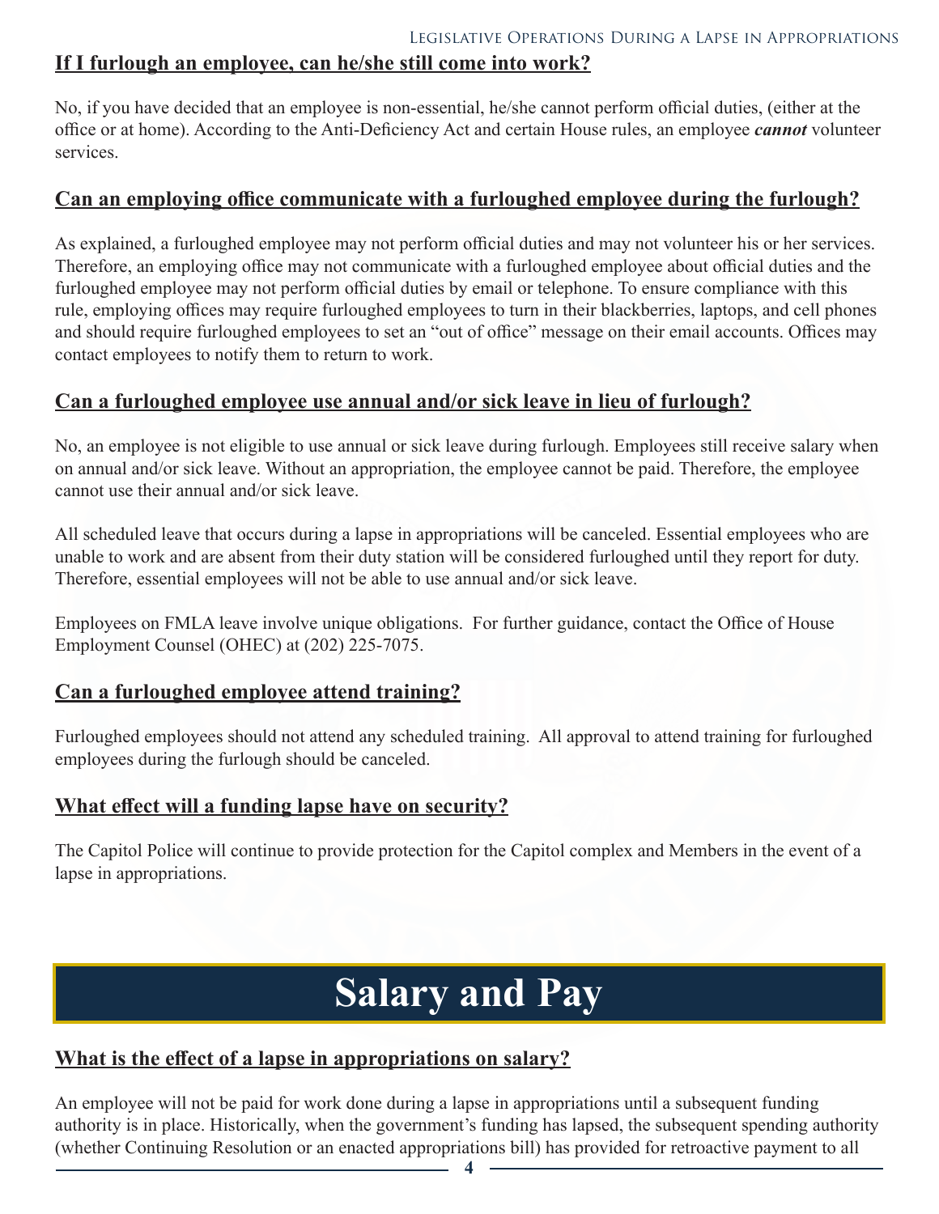## If I furlough an employee, can he/she still come into work?

No, if you have decided that an employee is non-essential, he/she cannot perform official duties, (either at the office or at home). According to the Anti-Deficiency Act and certain House rules, an employee ***cannot*** volunteer services.

## Can an employing office communicate with a furloughed employee during the furlough?

As explained, a furloughed employee may not perform official duties and may not volunteer his or her services. Therefore, an employing office may not communicate with a furloughed employee about official duties and the furloughed employee may not perform official duties by email or telephone. To ensure compliance with this rule, employing offices may require furloughed employees to turn in their blackberries, laptops, and cell phones and should require furloughed employees to set an "out of office" message on their email accounts. Offices may contact employees to notify them to return to work.

## Can a furloughed employee use annual and/or sick leave in lieu of furlough?

No, an employee is not eligible to use annual or sick leave during furlough. Employees still receive salary when on annual and/or sick leave. Without an appropriation, the employee cannot be paid. Therefore, the employee cannot use their annual and/or sick leave.

All scheduled leave that occurs during a lapse in appropriations will be canceled. Essential employees who are unable to work and are absent from their duty station will be considered furloughed until they report for duty. Therefore, essential employees will not be able to use annual and/or sick leave.

Employees on FMLA leave involve unique obligations. For further guidance, contact the Office of House Employment Counsel (OHEC) at (202) 225-7075.

## Can a furloughed employee attend training?

Furloughed employees should not attend any scheduled training. All approval to attend training for furloughed employees during the furlough should be canceled.

## What effect will a funding lapse have on security?

The Capitol Police will continue to provide protection for the Capitol complex and Members in the event of a lapse in appropriations.

# Salary and Pay

## What is the effect of a lapse in appropriations on salary?

An employee will not be paid for work done during a lapse in appropriations until a subsequent funding authority is in place. Historically, when the government's funding has lapsed, the subsequent spending authority (whether Continuing Resolution or an enacted appropriations bill) has provided for retroactive payment to all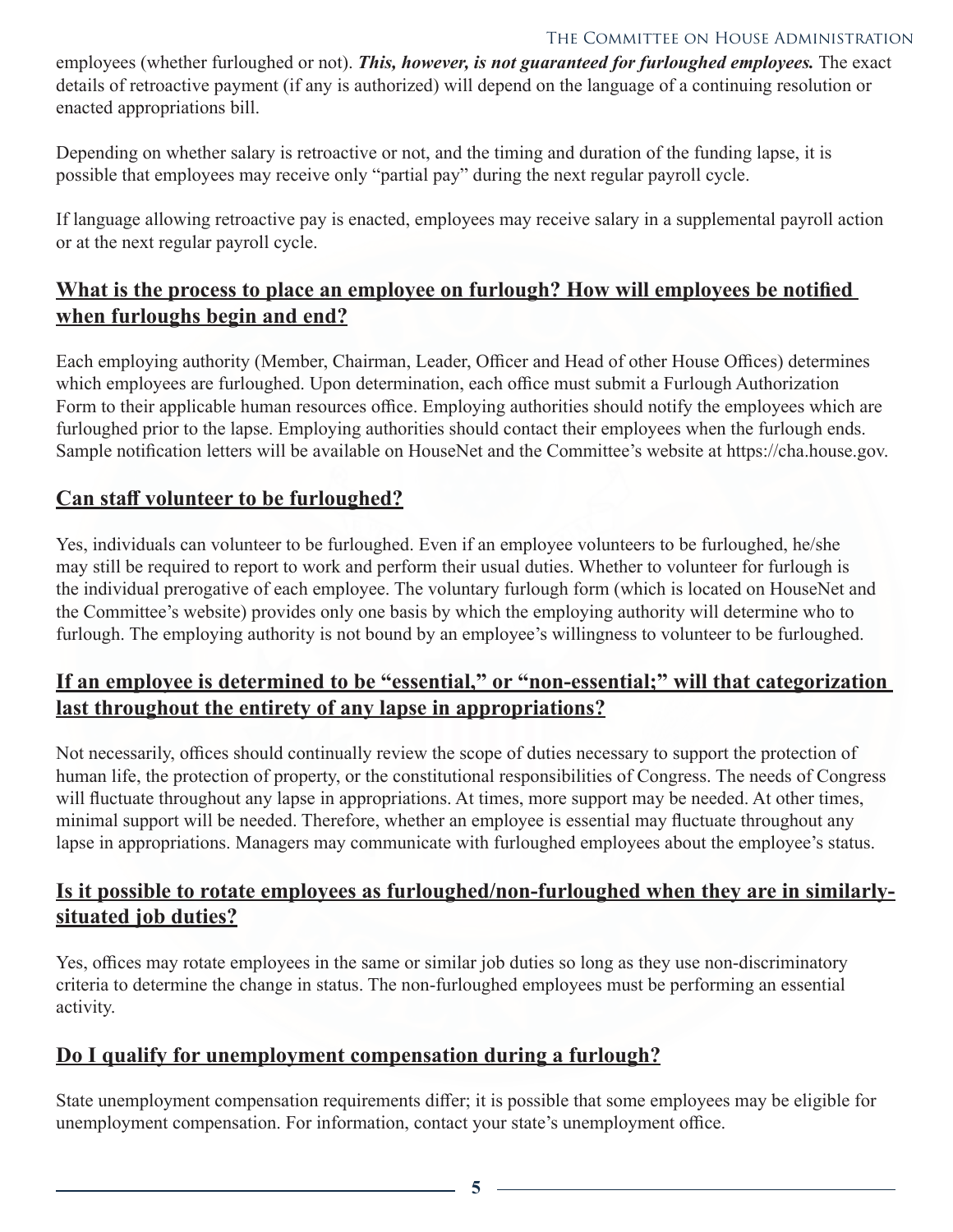employees (whether furloughed or not). ***This, however, is not guaranteed for furloughed employees.*** The exact details of retroactive payment (if any is authorized) will depend on the language of a continuing resolution or enacted appropriations bill.

Depending on whether salary is retroactive or not, and the timing and duration of the funding lapse, it is possible that employees may receive only "partial pay" during the next regular payroll cycle.

If language allowing retroactive pay is enacted, employees may receive salary in a supplemental payroll action or at the next regular payroll cycle.

## What is the process to place an employee on furlough? How will employees be notified when furloughs begin and end?

Each employing authority (Member, Chairman, Leader, Officer and Head of other House Offices) determines which employees are furloughed. Upon determination, each office must submit a Furlough Authorization Form to their applicable human resources office. Employing authorities should notify the employees which are furloughed prior to the lapse. Employing authorities should contact their employees when the furlough ends. Sample notification letters will be available on HouseNet and the Committee's website at https://cha.house.gov.

## Can staff volunteer to be furloughed?

Yes, individuals can volunteer to be furloughed. Even if an employee volunteers to be furloughed, he/she may still be required to report to work and perform their usual duties. Whether to volunteer for furlough is the individual prerogative of each employee. The voluntary furlough form (which is located on HouseNet and the Committee's website) provides only one basis by which the employing authority will determine who to furlough. The employing authority is not bound by an employee's willingness to volunteer to be furloughed.

## If an employee is determined to be "essential," or "non-essential;" will that categorization last throughout the entirety of any lapse in appropriations?

Not necessarily, offices should continually review the scope of duties necessary to support the protection of human life, the protection of property, or the constitutional responsibilities of Congress. The needs of Congress will fluctuate throughout any lapse in appropriations. At times, more support may be needed. At other times, minimal support will be needed. Therefore, whether an employee is essential may fluctuate throughout any lapse in appropriations. Managers may communicate with furloughed employees about the employee's status.

## Is it possible to rotate employees as furloughed/non-furloughed when they are in similarly-situated job duties?

Yes, offices may rotate employees in the same or similar job duties so long as they use non-discriminatory criteria to determine the change in status. The non-furloughed employees must be performing an essential activity.

## Do I qualify for unemployment compensation during a furlough?

State unemployment compensation requirements differ; it is possible that some employees may be eligible for unemployment compensation. For information, contact your state's unemployment office.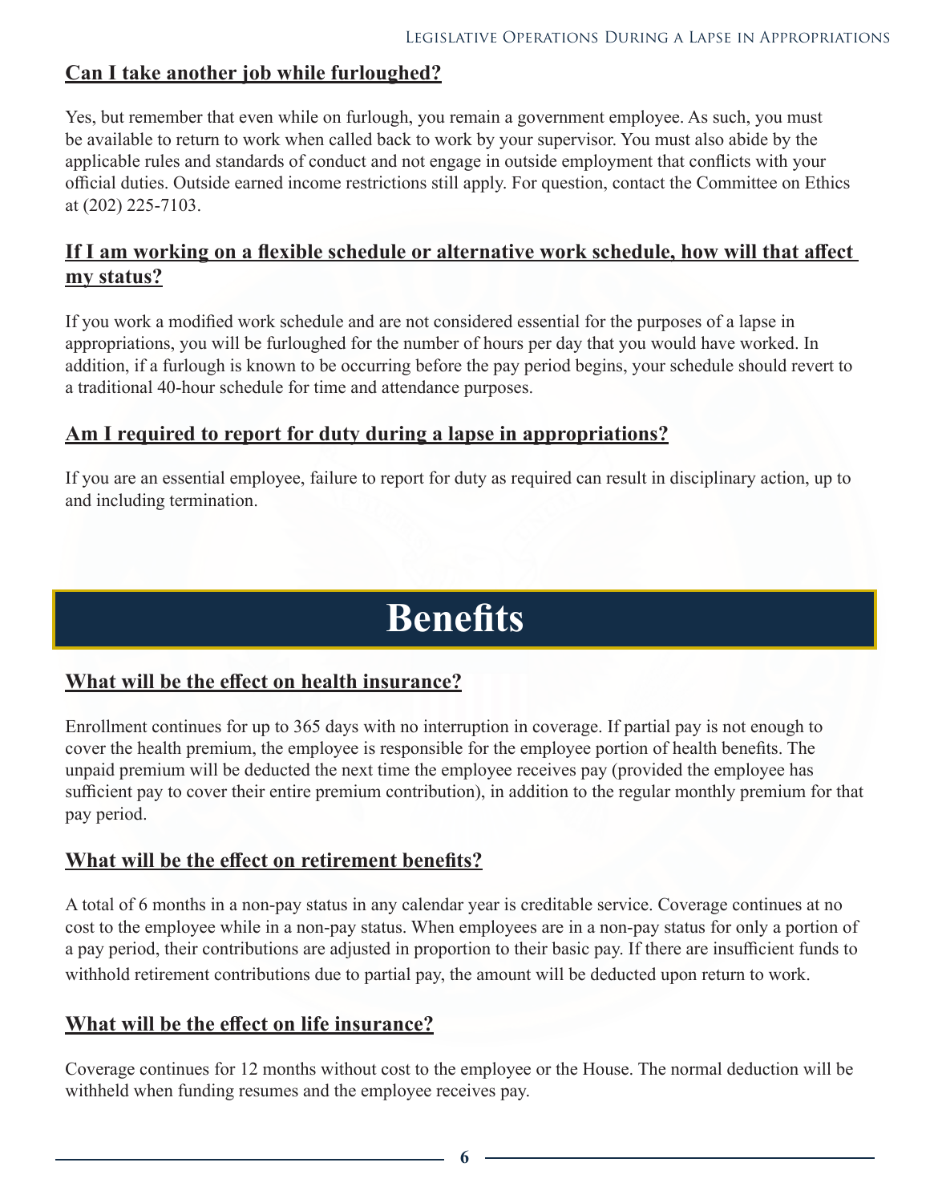### Can I take another job while furloughed?

Yes, but remember that even while on furlough, you remain a government employee. As such, you must be available to return to work when called back to work by your supervisor. You must also abide by the applicable rules and standards of conduct and not engage in outside employment that conflicts with your official duties. Outside earned income restrictions still apply. For question, contact the Committee on Ethics at (202) 225-7103.

### If I am working on a flexible schedule or alternative work schedule, how will that affect my status?

If you work a modified work schedule and are not considered essential for the purposes of a lapse in appropriations, you will be furloughed for the number of hours per day that you would have worked. In addition, if a furlough is known to be occurring before the pay period begins, your schedule should revert to a traditional 40-hour schedule for time and attendance purposes.

### Am I required to report for duty during a lapse in appropriations?

If you are an essential employee, failure to report for duty as required can result in disciplinary action, up to and including termination.

# Benefits

### What will be the effect on health insurance?

Enrollment continues for up to 365 days with no interruption in coverage. If partial pay is not enough to cover the health premium, the employee is responsible for the employee portion of health benefits. The unpaid premium will be deducted the next time the employee receives pay (provided the employee has sufficient pay to cover their entire premium contribution), in addition to the regular monthly premium for that pay period.

### What will be the effect on retirement benefits?

A total of 6 months in a non-pay status in any calendar year is creditable service. Coverage continues at no cost to the employee while in a non-pay status. When employees are in a non-pay status for only a portion of a pay period, their contributions are adjusted in proportion to their basic pay. If there are insufficient funds to withhold retirement contributions due to partial pay, the amount will be deducted upon return to work.

### What will be the effect on life insurance?

Coverage continues for 12 months without cost to the employee or the House. The normal deduction will be withheld when funding resumes and the employee receives pay.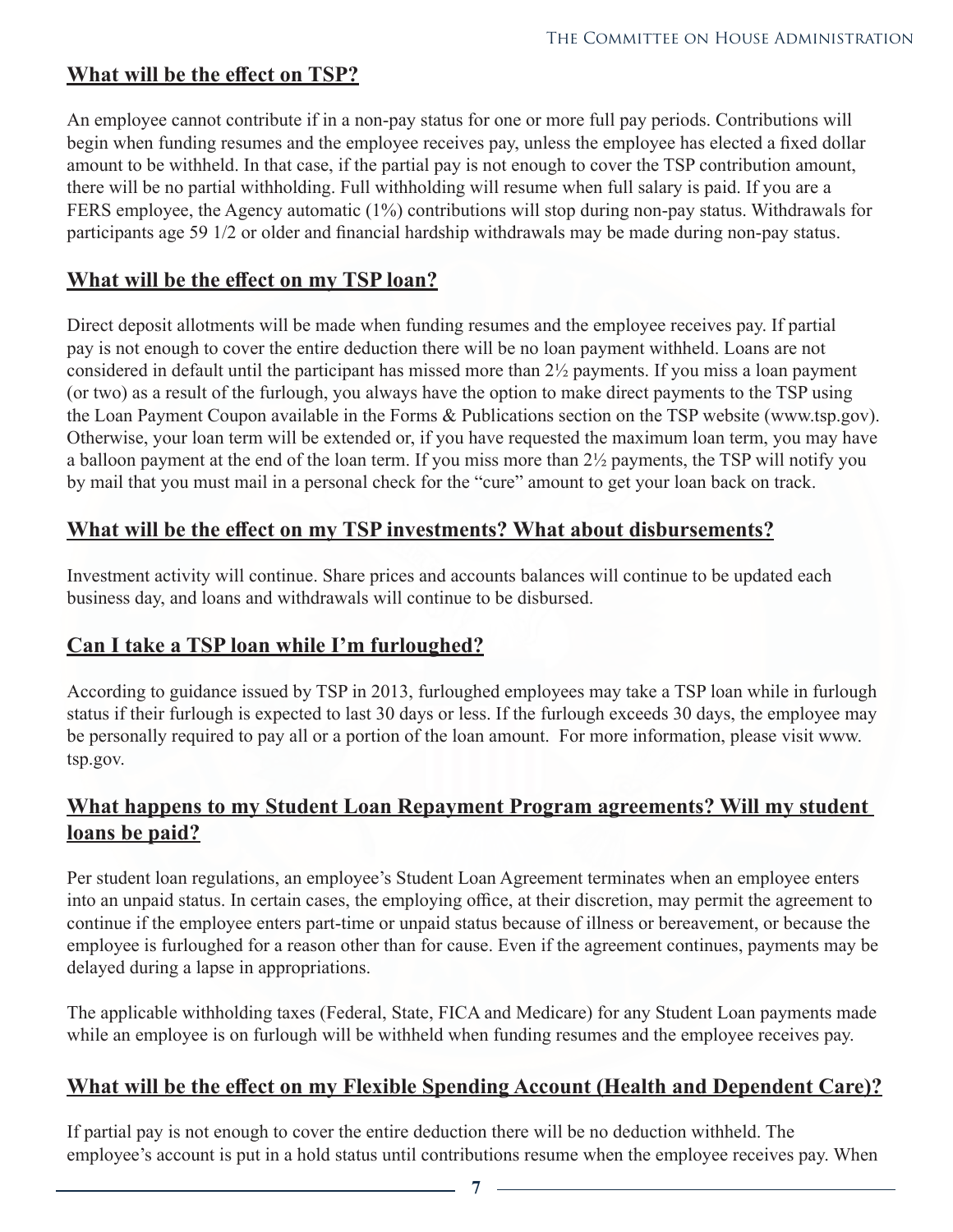## What will be the effect on TSP?

An employee cannot contribute if in a non-pay status for one or more full pay periods. Contributions will begin when funding resumes and the employee receives pay, unless the employee has elected a fixed dollar amount to be withheld. In that case, if the partial pay is not enough to cover the TSP contribution amount, there will be no partial withholding. Full withholding will resume when full salary is paid. If you are a FERS employee, the Agency automatic (1%) contributions will stop during non-pay status. Withdrawals for participants age 59 1/2 or older and financial hardship withdrawals may be made during non-pay status.

## What will be the effect on my TSP loan?

Direct deposit allotments will be made when funding resumes and the employee receives pay. If partial pay is not enough to cover the entire deduction there will be no loan payment withheld. Loans are not considered in default until the participant has missed more than 2½ payments. If you miss a loan payment (or two) as a result of the furlough, you always have the option to make direct payments to the TSP using the Loan Payment Coupon available in the Forms & Publications section on the TSP website (www.tsp.gov). Otherwise, your loan term will be extended or, if you have requested the maximum loan term, you may have a balloon payment at the end of the loan term. If you miss more than 2½ payments, the TSP will notify you by mail that you must mail in a personal check for the "cure" amount to get your loan back on track.

## What will be the effect on my TSP investments? What about disbursements?

Investment activity will continue. Share prices and accounts balances will continue to be updated each business day, and loans and withdrawals will continue to be disbursed.

## Can I take a TSP loan while I'm furloughed?

According to guidance issued by TSP in 2013, furloughed employees may take a TSP loan while in furlough status if their furlough is expected to last 30 days or less. If the furlough exceeds 30 days, the employee may be personally required to pay all or a portion of the loan amount. For more information, please visit www.tsp.gov.

## What happens to my Student Loan Repayment Program agreements? Will my student loans be paid?

Per student loan regulations, an employee's Student Loan Agreement terminates when an employee enters into an unpaid status. In certain cases, the employing office, at their discretion, may permit the agreement to continue if the employee enters part-time or unpaid status because of illness or bereavement, or because the employee is furloughed for a reason other than for cause. Even if the agreement continues, payments may be delayed during a lapse in appropriations.

The applicable withholding taxes (Federal, State, FICA and Medicare) for any Student Loan payments made while an employee is on furlough will be withheld when funding resumes and the employee receives pay.

## What will be the effect on my Flexible Spending Account (Health and Dependent Care)?

If partial pay is not enough to cover the entire deduction there will be no deduction withheld. The employee's account is put in a hold status until contributions resume when the employee receives pay. When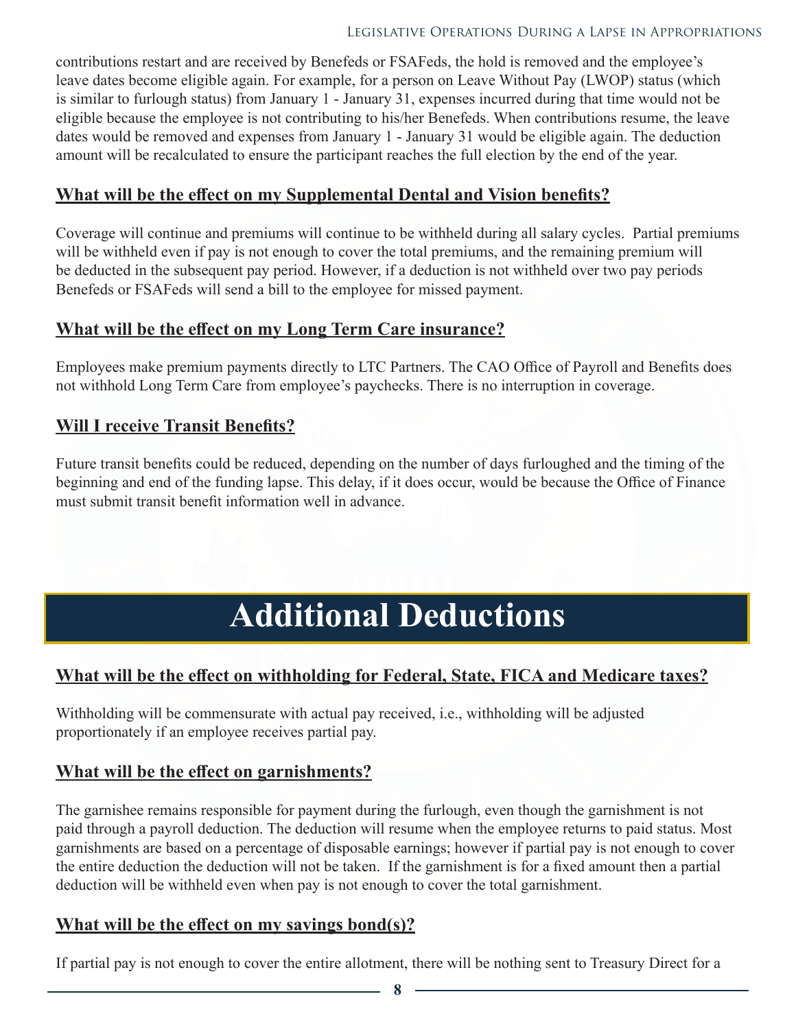contributions restart and are received by Benefeds or FSAFeds, the hold is removed and the employee's leave dates become eligible again. For example, for a person on Leave Without Pay (LWOP) status (which is similar to furlough status) from January 1 - January 31, expenses incurred during that time would not be eligible because the employee is not contributing to his/her Benefeds. When contributions resume, the leave dates would be removed and expenses from January 1 - January 31 would be eligible again. The deduction amount will be recalculated to ensure the participant reaches the full election by the end of the year.

### What will be the effect on my Supplemental Dental and Vision benefits?

Coverage will continue and premiums will continue to be withheld during all salary cycles. Partial premiums will be withheld even if pay is not enough to cover the total premiums, and the remaining premium will be deducted in the subsequent pay period. However, if a deduction is not withheld over two pay periods Benefeds or FSAFeds will send a bill to the employee for missed payment.

### What will be the effect on my Long Term Care insurance?

Employees make premium payments directly to LTC Partners. The CAO Office of Payroll and Benefits does not withhold Long Term Care from employee's paychecks. There is no interruption in coverage.

### Will I receive Transit Benefits?

Future transit benefits could be reduced, depending on the number of days furloughed and the timing of the beginning and end of the funding lapse. This delay, if it does occur, would be because the Office of Finance must submit transit benefit information well in advance.

## Additional Deductions

### What will be the effect on withholding for Federal, State, FICA and Medicare taxes?

Withholding will be commensurate with actual pay received, i.e., withholding will be adjusted proportionately if an employee receives partial pay.

### What will be the effect on garnishments?

The garnishee remains responsible for payment during the furlough, even though the garnishment is not paid through a payroll deduction. The deduction will resume when the employee returns to paid status. Most garnishments are based on a percentage of disposable earnings; however if partial pay is not enough to cover the entire deduction the deduction will not be taken. If the garnishment is for a fixed amount then a partial deduction will be withheld even when pay is not enough to cover the total garnishment.

### What will be the effect on my savings bond(s)?

If partial pay is not enough to cover the entire allotment, there will be nothing sent to Treasury Direct for a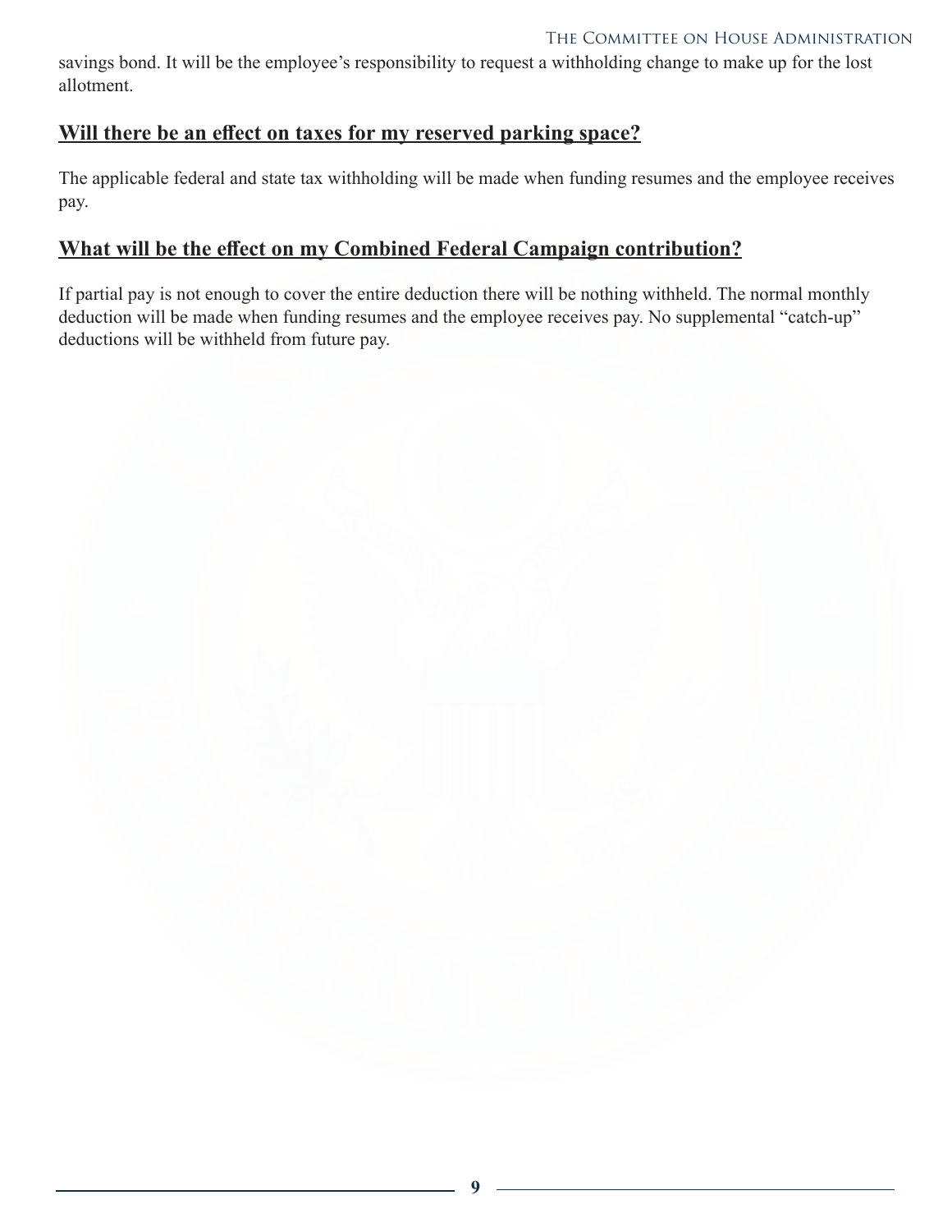savings bond. It will be the employee's responsibility to request a withholding change to make up for the lost allotment.

## Will there be an effect on taxes for my reserved parking space?

The applicable federal and state tax withholding will be made when funding resumes and the employee receives pay.

## What will be the effect on my Combined Federal Campaign contribution?

If partial pay is not enough to cover the entire deduction there will be nothing withheld. The normal monthly deduction will be made when funding resumes and the employee receives pay. No supplemental "catch-up" deductions will be withheld from future pay.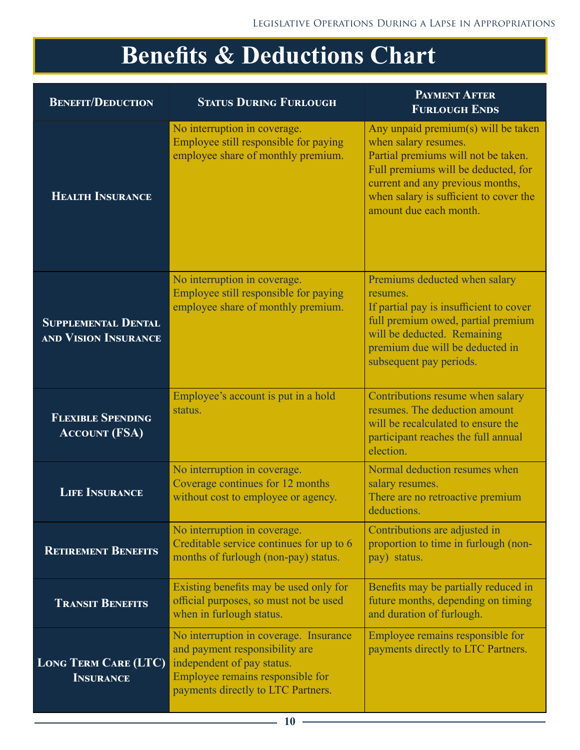# Benefits & Deductions Chart

| Benefit/Deduction | Status During Furlough | Payment After Furlough Ends |
|---|---|---|
| **Health Insurance** | No interruption in coverage. Employee still responsible for paying employee share of monthly premium. | Any unpaid premium(s) will be taken when salary resumes. Partial premiums will not be taken. Full premiums will be deducted, for current and any previous months, when salary is sufficient to cover the amount due each month. |
| **Supplemental Dental and Vision Insurance** | No interruption in coverage. Employee still responsible for paying employee share of monthly premium. | Premiums deducted when salary resumes. If partial pay is insufficient to cover full premium owed, partial premium will be deducted. Remaining premium due will be deducted in subsequent pay periods. |
| **Flexible Spending Account (FSA)** | Employee's account is put in a hold status. | Contributions resume when salary resumes. The deduction amount will be recalculated to ensure the participant reaches the full annual election. |
| **Life Insurance** | No interruption in coverage. Coverage continues for 12 months without cost to employee or agency. | Normal deduction resumes when salary resumes. There are no retroactive premium deductions. |
| **Retirement Benefits** | No interruption in coverage. Creditable service continues for up to 6 months of furlough (non-pay) status. | Contributions are adjusted in proportion to time in furlough (non-pay) status. |
| **Transit Benefits** | Existing benefits may be used only for official purposes, so must not be used when in furlough status. | Benefits may be partially reduced in future months, depending on timing and duration of furlough. |
| **Long Term Care (LTC) Insurance** | No interruption in coverage. Insurance and payment responsibility are independent of pay status. Employee remains responsible for payments directly to LTC Partners. | Employee remains responsible for payments directly to LTC Partners. |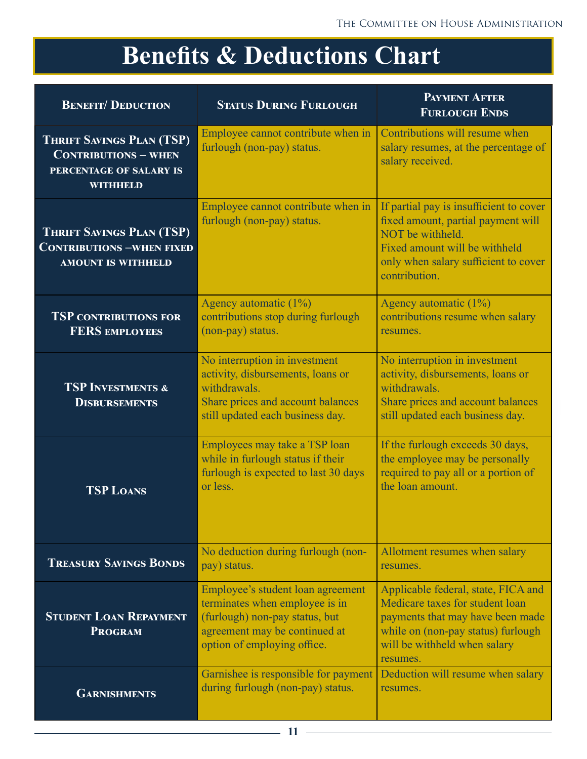# Benefits & Deductions Chart

| Benefit/ Deduction | Status During Furlough | Payment After Furlough Ends |
|---|---|---|
| **Thrift Savings Plan (TSP) Contributions – when percentage of salary is withheld** | Employee cannot contribute when in furlough (non-pay) status. | Contributions will resume when salary resumes, at the percentage of salary received. |
| **Thrift Savings Plan (TSP) Contributions –when fixed amount is withheld** | Employee cannot contribute when in furlough (non-pay) status. | If partial pay is insufficient to cover fixed amount, partial payment will NOT be withheld.<br>Fixed amount will be withheld only when salary sufficient to cover contribution. |
| **TSP contributions for FERS employees** | Agency automatic (1%) contributions stop during furlough (non-pay) status. | Agency automatic (1%) contributions resume when salary resumes. |
| **TSP Investments & Disbursements** | No interruption in investment activity, disbursements, loans or withdrawals.<br>Share prices and account balances still updated each business day. | No interruption in investment activity, disbursements, loans or withdrawals.<br>Share prices and account balances still updated each business day. |
| **TSP Loans** | Employees may take a TSP loan while in furlough status if their furlough is expected to last 30 days or less. | If the furlough exceeds 30 days, the employee may be personally required to pay all or a portion of the loan amount. |
| **Treasury Savings Bonds** | No deduction during furlough (non-pay) status. | Allotment resumes when salary resumes. |
| **Student Loan Repayment Program** | Employee's student loan agreement terminates when employee is in (furlough) non-pay status, but agreement may be continued at option of employing office. | Applicable federal, state, FICA and Medicare taxes for student loan payments that may have been made while on (non-pay status) furlough will be withheld when salary resumes. |
| **Garnishments** | Garnishee is responsible for payment during furlough (non-pay) status. | Deduction will resume when salary resumes. |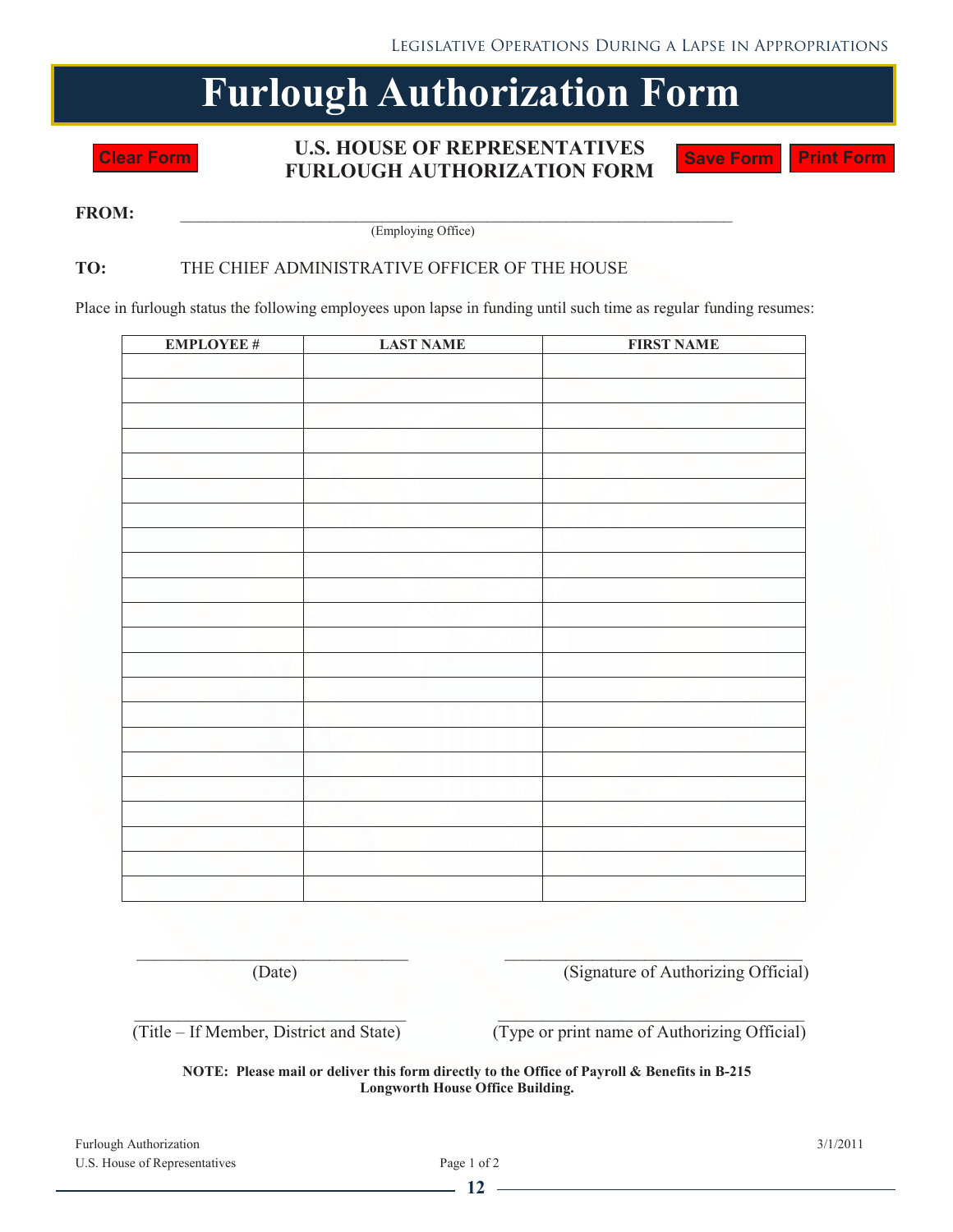# Furlough Authorization Form

Clear Form

**U.S. HOUSE OF REPRESENTATIVES**
**FURLOUGH AUTHORIZATION FORM**

Save Form    Print Form

**FROM:** ______________________________________________
(Employing Office)

**TO:** THE CHIEF ADMINISTRATIVE OFFICER OF THE HOUSE

Place in furlough status the following employees upon lapse in funding until such time as regular funding resumes:

| EMPLOYEE # | LAST NAME | FIRST NAME |
|---|---|---|
| | | |
| | | |
| | | |
| | | |
| | | |
| | | |
| | | |
| | | |
| | | |
| | | |
| | | |
| | | |
| | | |
| | | |
| | | |
| | | |
| | | |
| | | |
| | | |
| | | |
| | | |
| | | |

______________________________ (Date)

______________________________ (Signature of Authorizing Official)

______________________________ (Title – If Member, District and State)

______________________________ (Type or print name of Authorizing Official)

**NOTE: Please mail or deliver this form directly to the Office of Payroll & Benefits in B-215 Longworth House Office Building.**

Furlough Authorization
U.S. House of Representatives

3/1/2011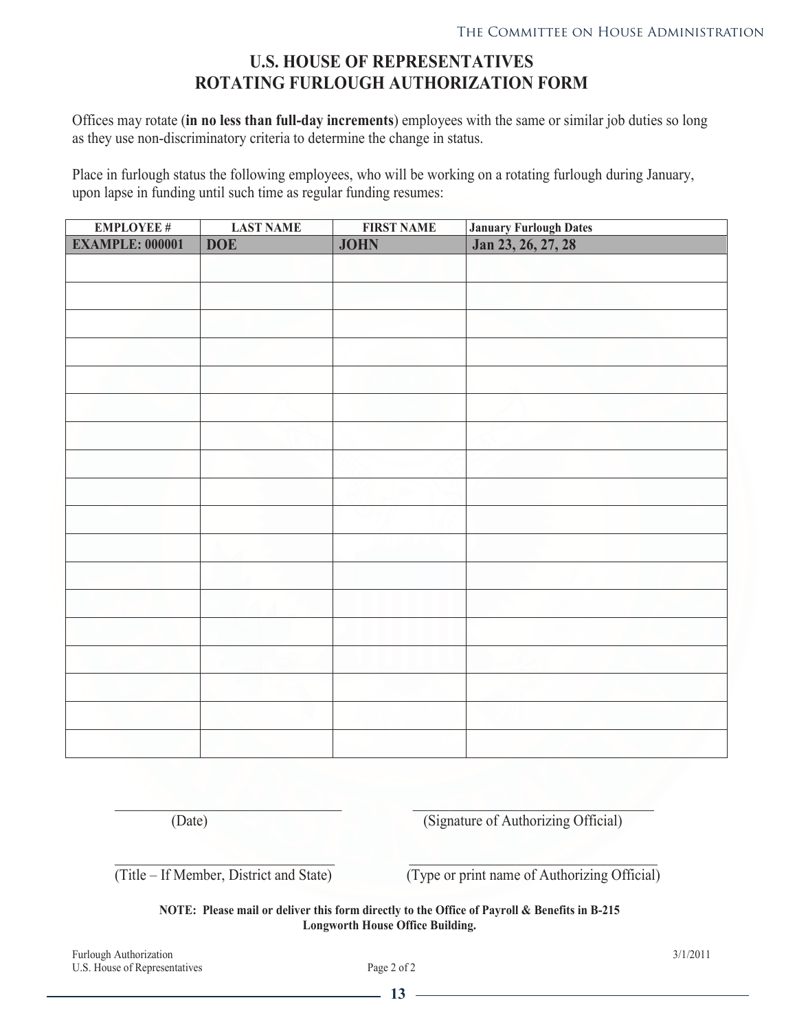# U.S. HOUSE OF REPRESENTATIVES
# ROTATING FURLOUGH AUTHORIZATION FORM

Offices may rotate (**in no less than full-day increments**) employees with the same or similar job duties so long as they use non-discriminatory criteria to determine the change in status.

Place in furlough status the following employees, who will be working on a rotating furlough during January, upon lapse in funding until such time as regular funding resumes:

| EMPLOYEE # | LAST NAME | FIRST NAME | January Furlough Dates |
|---|---|---|---|
| EXAMPLE: 000001 | DOE | JOHN | Jan 23, 26, 27, 28 |
| | | | |
| | | | |
| | | | |
| | | | |
| | | | |
| | | | |
| | | | |
| | | | |
| | | | |
| | | | |
| | | | |
| | | | |
| | | | |
| | | | |
| | | | |
| | | | |
| | | | |
| | | | |

\_\_\_\_\_\_\_\_\_\_\_\_\_\_\_\_\_\_\_\_\_\_\_\_\_\_\_\_ (Date)

\_\_\_\_\_\_\_\_\_\_\_\_\_\_\_\_\_\_\_\_\_\_\_\_\_\_\_\_ (Signature of Authorizing Official)

\_\_\_\_\_\_\_\_\_\_\_\_\_\_\_\_\_\_\_\_\_\_\_\_\_\_\_\_ (Title – If Member, District and State)

\_\_\_\_\_\_\_\_\_\_\_\_\_\_\_\_\_\_\_\_\_\_\_\_\_\_\_\_ (Type or print name of Authorizing Official)

**NOTE: Please mail or deliver this form directly to the Office of Payroll & Benefits in B-215 Longworth House Office Building.**

Furlough Authorization
U.S. House of Representatives

3/1/2011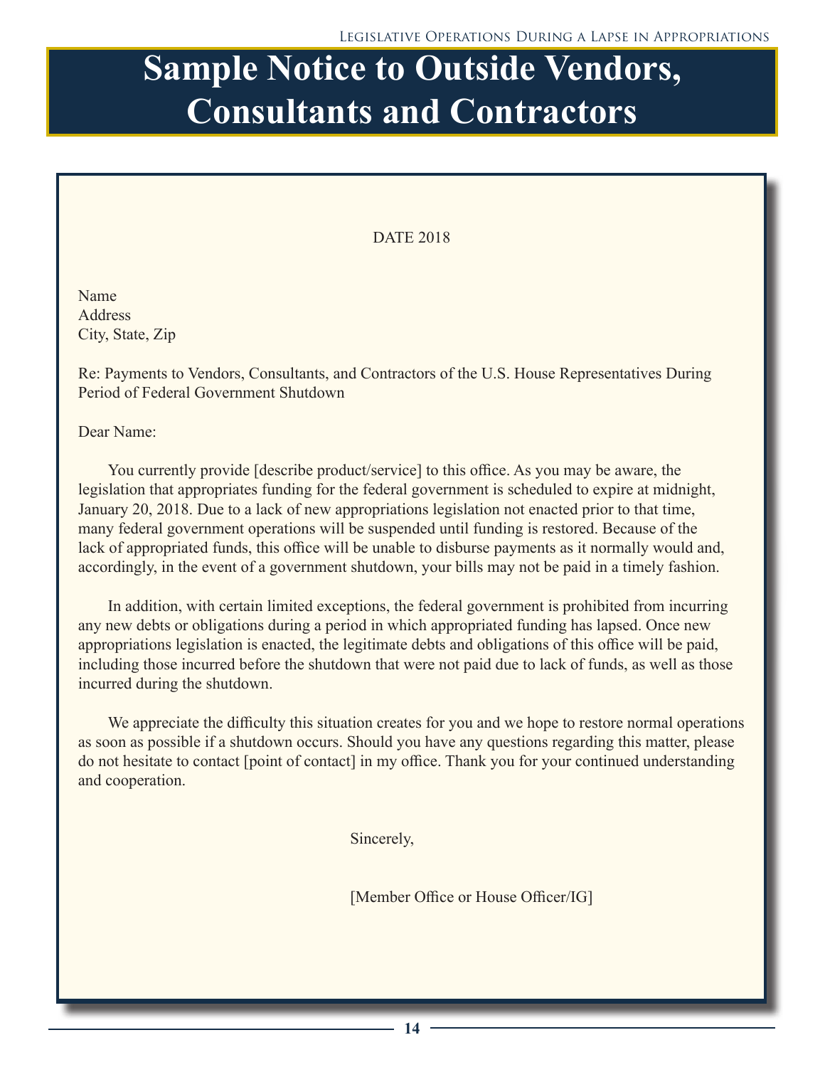# Sample Notice to Outside Vendors, Consultants and Contractors

DATE 2018

Name
Address
City, State, Zip

Re: Payments to Vendors, Consultants, and Contractors of the U.S. House Representatives During Period of Federal Government Shutdown

Dear Name:

You currently provide [describe product/service] to this office. As you may be aware, the legislation that appropriates funding for the federal government is scheduled to expire at midnight, January 20, 2018. Due to a lack of new appropriations legislation not enacted prior to that time, many federal government operations will be suspended until funding is restored. Because of the lack of appropriated funds, this office will be unable to disburse payments as it normally would and, accordingly, in the event of a government shutdown, your bills may not be paid in a timely fashion.

In addition, with certain limited exceptions, the federal government is prohibited from incurring any new debts or obligations during a period in which appropriated funding has lapsed. Once new appropriations legislation is enacted, the legitimate debts and obligations of this office will be paid, including those incurred before the shutdown that were not paid due to lack of funds, as well as those incurred during the shutdown.

We appreciate the difficulty this situation creates for you and we hope to restore normal operations as soon as possible if a shutdown occurs. Should you have any questions regarding this matter, please do not hesitate to contact [point of contact] in my office. Thank you for your continued understanding and cooperation.

Sincerely,

[Member Office or House Officer/IG]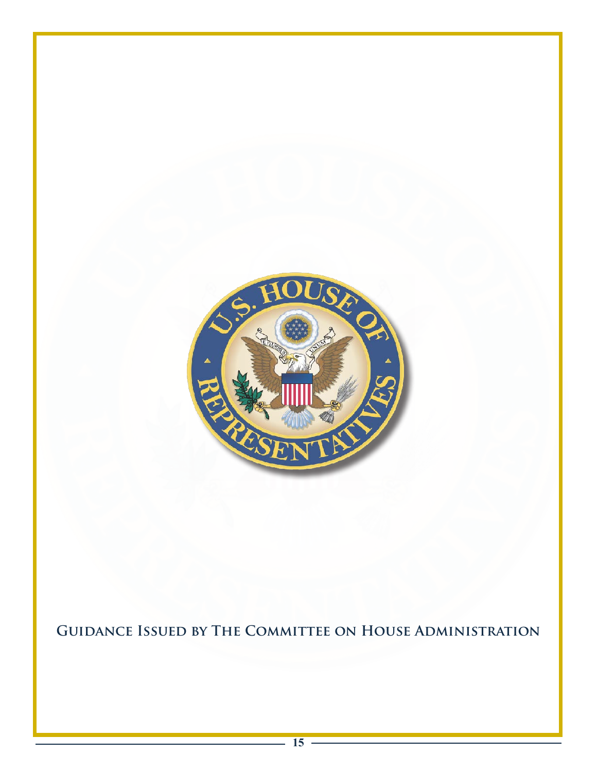# Guidance Issued by The Committee on House Administration